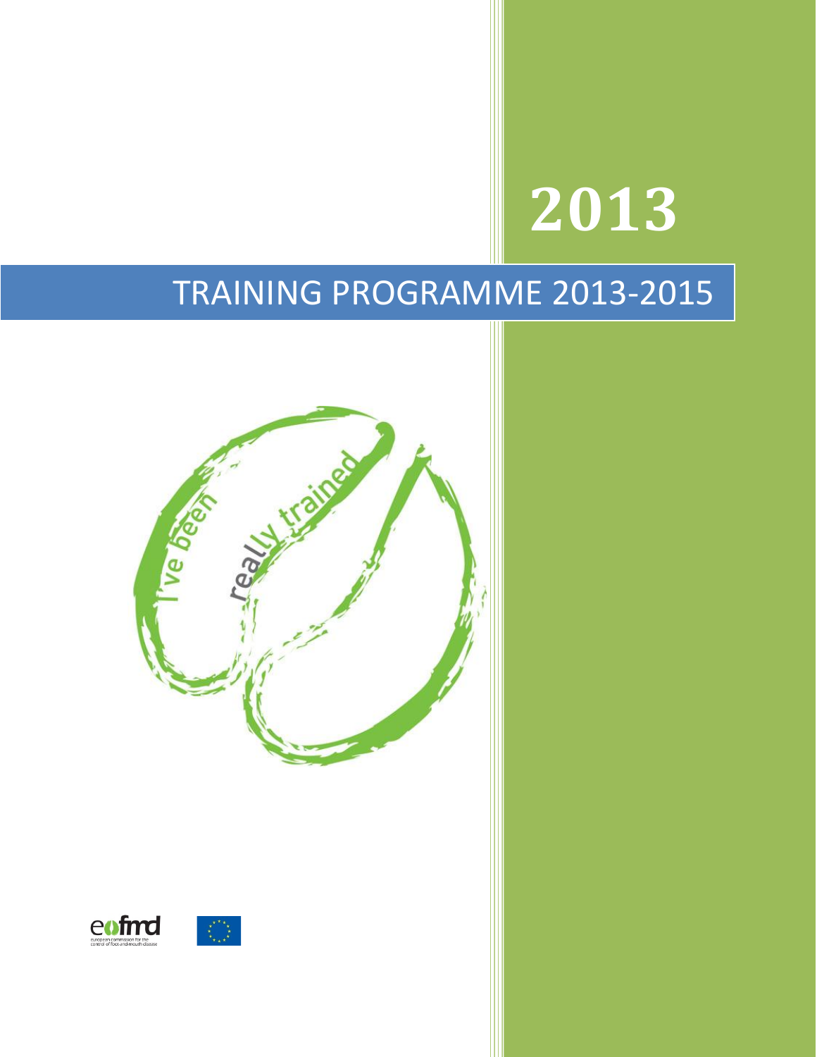# 2013

# TRAINING PROGRAMME 2013-2015

I've been really trained

eufmd
european commission for the control of foot-and-mouth disease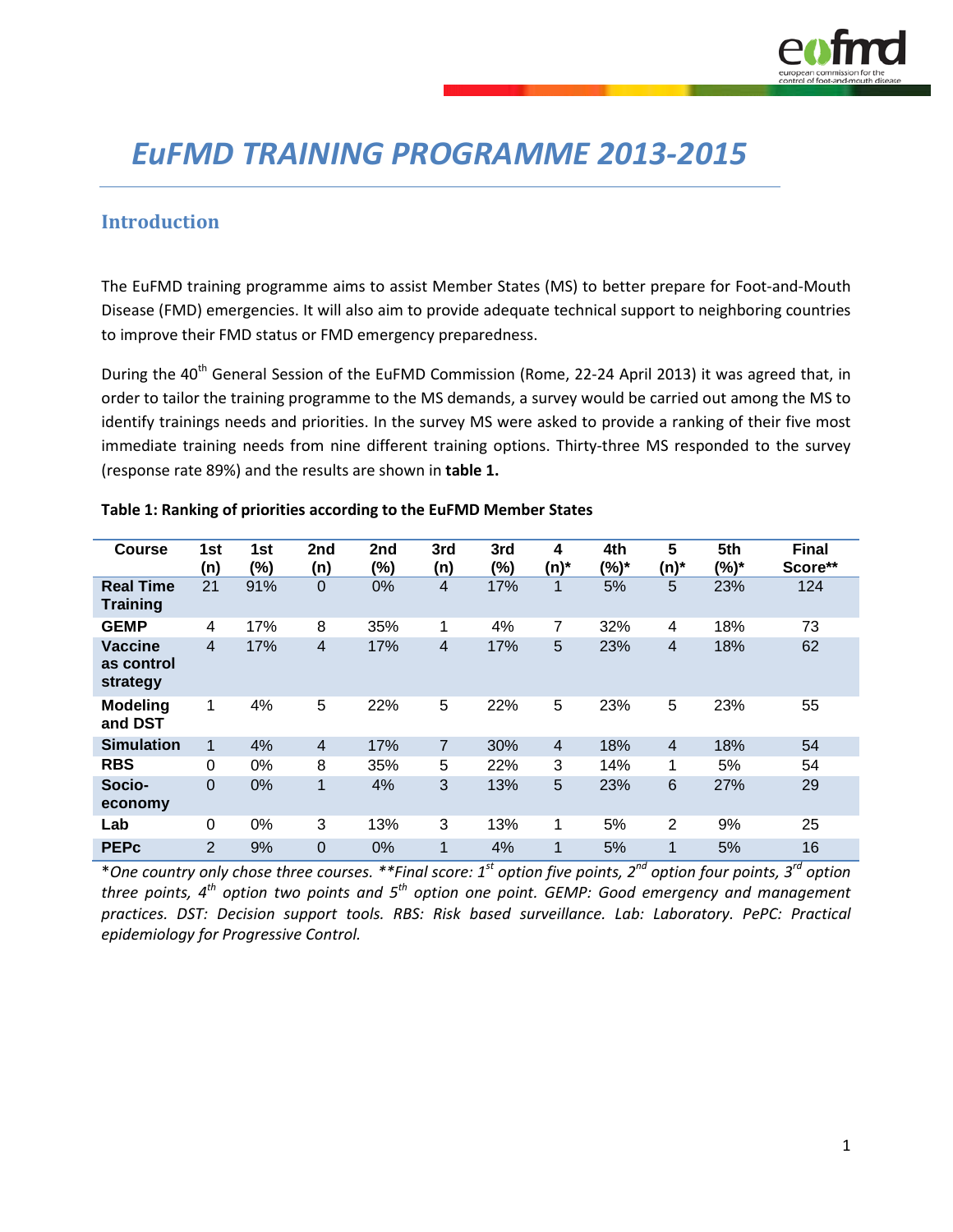# *EuFMD TRAINING PROGRAMME 2013-2015*

## Introduction

The EuFMD training programme aims to assist Member States (MS) to better prepare for Foot-and-Mouth Disease (FMD) emergencies. It will also aim to provide adequate technical support to neighboring countries to improve their FMD status or FMD emergency preparedness.

During the 40th General Session of the EuFMD Commission (Rome, 22-24 April 2013) it was agreed that, in order to tailor the training programme to the MS demands, a survey would be carried out among the MS to identify trainings needs and priorities. In the survey MS were asked to provide a ranking of their five most immediate training needs from nine different training options. Thirty-three MS responded to the survey (response rate 89%) and the results are shown in **table 1.**

**Table 1: Ranking of priorities according to the EuFMD Member States**

| Course | 1st (n) | 1st (%) | 2nd (n) | 2nd (%) | 3rd (n) | 3rd (%) | 4 (n)* | 4th (%)* | 5 (n)* | 5th (%)* | Final Score** |
|---|---|---|---|---|---|---|---|---|---|---|---|
| **Real Time Training** | 21 | 91% | 0 | 0% | 4 | 17% | 1 | 5% | 5 | 23% | 124 |
| **GEMP** | 4 | 17% | 8 | 35% | 1 | 4% | 7 | 32% | 4 | 18% | 73 |
| **Vaccine as control strategy** | 4 | 17% | 4 | 17% | 4 | 17% | 5 | 23% | 4 | 18% | 62 |
| **Modeling and DST** | 1 | 4% | 5 | 22% | 5 | 22% | 5 | 23% | 5 | 23% | 55 |
| **Simulation** | 1 | 4% | 4 | 17% | 7 | 30% | 4 | 18% | 4 | 18% | 54 |
| **RBS** | 0 | 0% | 8 | 35% | 5 | 22% | 3 | 14% | 1 | 5% | 54 |
| **Socio-economy** | 0 | 0% | 1 | 4% | 3 | 13% | 5 | 23% | 6 | 27% | 29 |
| **Lab** | 0 | 0% | 3 | 13% | 3 | 13% | 1 | 5% | 2 | 9% | 25 |
| **PEPc** | 2 | 9% | 0 | 0% | 1 | 4% | 1 | 5% | 1 | 5% | 16 |

*\*One country only chose three courses. \*\*Final score: 1st option five points, 2nd option four points, 3rd option three points, 4th option two points and 5th option one point. GEMP: Good emergency and management practices. DST: Decision support tools. RBS: Risk based surveillance. Lab: Laboratory. PePC: Practical epidemiology for Progressive Control.*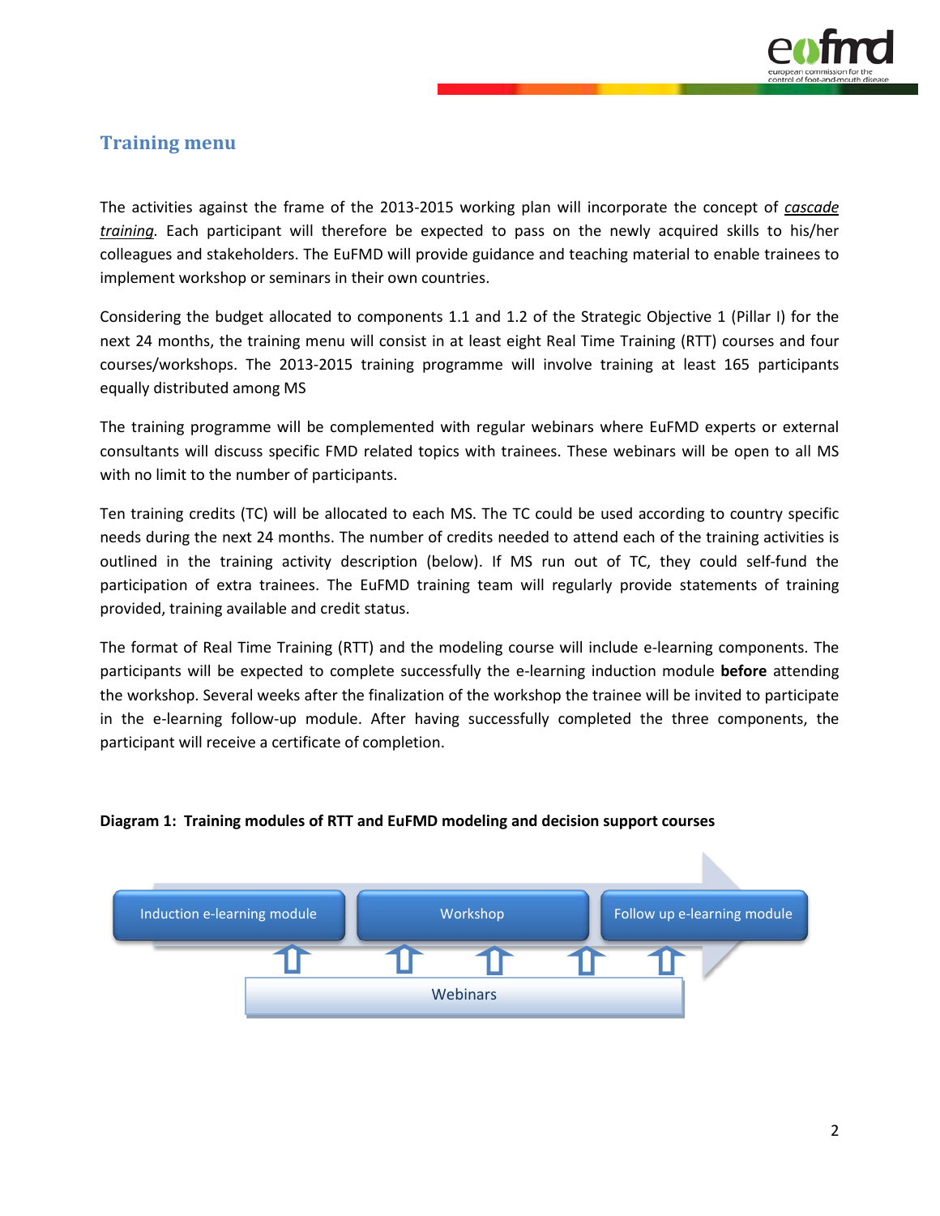## Training menu

The activities against the frame of the 2013-2015 working plan will incorporate the concept of *cascade training.* Each participant will therefore be expected to pass on the newly acquired skills to his/her colleagues and stakeholders. The EuFMD will provide guidance and teaching material to enable trainees to implement workshop or seminars in their own countries.

Considering the budget allocated to components 1.1 and 1.2 of the Strategic Objective 1 (Pillar I) for the next 24 months, the training menu will consist in at least eight Real Time Training (RTT) courses and four courses/workshops. The 2013-2015 training programme will involve training at least 165 participants equally distributed among MS

The training programme will be complemented with regular webinars where EuFMD experts or external consultants will discuss specific FMD related topics with trainees. These webinars will be open to all MS with no limit to the number of participants.

Ten training credits (TC) will be allocated to each MS. The TC could be used according to country specific needs during the next 24 months. The number of credits needed to attend each of the training activities is outlined in the training activity description (below). If MS run out of TC, they could self-fund the participation of extra trainees. The EuFMD training team will regularly provide statements of training provided, training available and credit status.

The format of Real Time Training (RTT) and the modeling course will include e-learning components. The participants will be expected to complete successfully the e-learning induction module **before** attending the workshop. Several weeks after the finalization of the workshop the trainee will be invited to participate in the e-learning follow-up module. After having successfully completed the three components, the participant will receive a certificate of completion.

**Diagram 1: Training modules of RTT and EuFMD modeling and decision support courses**

Induction e-learning module → Workshop → Follow up e-learning module

Webinars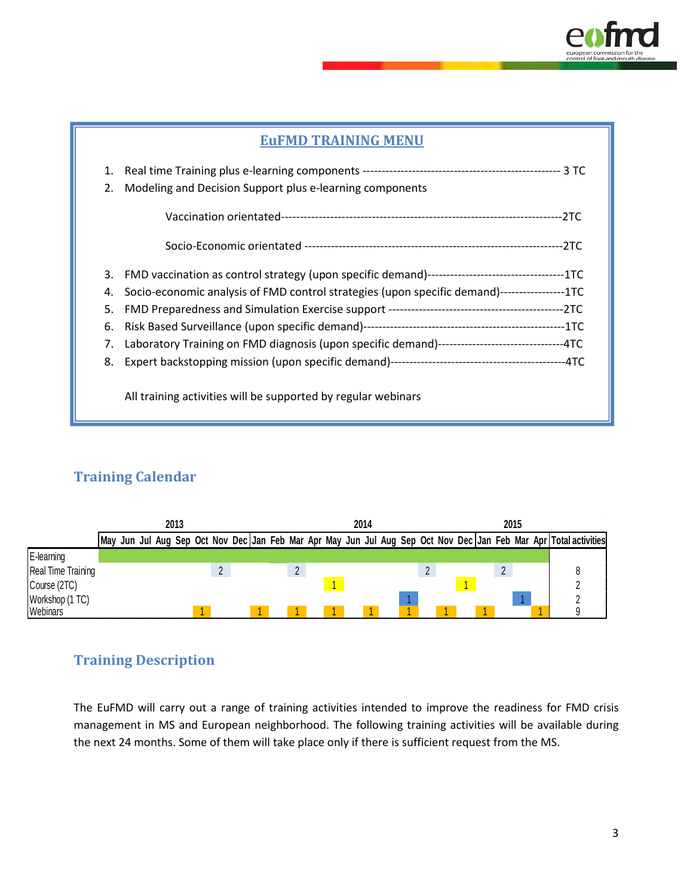## EuFMD TRAINING MENU

1. Real time Training plus e-learning components ---------------------------------------------------- 3 TC
2. Modeling and Decision Support plus e-learning components

   Vaccination orientated---------------------------------------------------------------------------2TC

   Socio-Economic orientated -------------------------------------------------------------------2TC

3. FMD vaccination as control strategy (upon specific demand)------------------------------------1TC
4. Socio-economic analysis of FMD control strategies (upon specific demand)-----------------1TC
5. FMD Preparedness and Simulation Exercise support ---------------------------------------------2TC
6. Risk Based Surveillance (upon specific demand)----------------------------------------------------1TC
7. Laboratory Training on FMD diagnosis (upon specific demand)---------------------------------4TC
8. Expert backstopping mission (upon specific demand)----------------------------------------------4TC

All training activities will be supported by regular webinars

## Training Calendar

| | 2013 | | | | | | | | 2014 | | | | | | | | | | | | 2015 | | | | |
|---|---|---|---|---|---|---|---|---|---|---|---|---|---|---|---|---|---|---|---|---|---|---|---|---|---|
| | May | Jun | Jul | Aug | Sep | Oct | Nov | Dec | Jan | Feb | Mar | Apr | May | Jun | Jul | Aug | Sep | Oct | Nov | Dec | Jan | Feb | Mar | Apr | Total activities |
| E-learning | | | | | | | | | | | | | | | | | | | | | | | | | |
| Real Time Training | | | | | | | 2 | | | | 2 | | | | | | | 2 | | | | 2 | | | 8 |
| Course (2TC) | | | | | | | | | | | | | 1 | | | | | | | 1 | | | | | 2 |
| Workshop (1 TC) | | | | | | | | | | | | | | | | | 1 | | | | | | 1 | | 2 |
| Webinars | | | | | | 1 | | | 1 | | 1 | | 1 | | 1 | | 1 | | 1 | | 1 | | | 1 | 9 |

## Training Description

The EuFMD will carry out a range of training activities intended to improve the readiness for FMD crisis management in MS and European neighborhood. The following training activities will be available during the next 24 months. Some of them will take place only if there is sufficient request from the MS.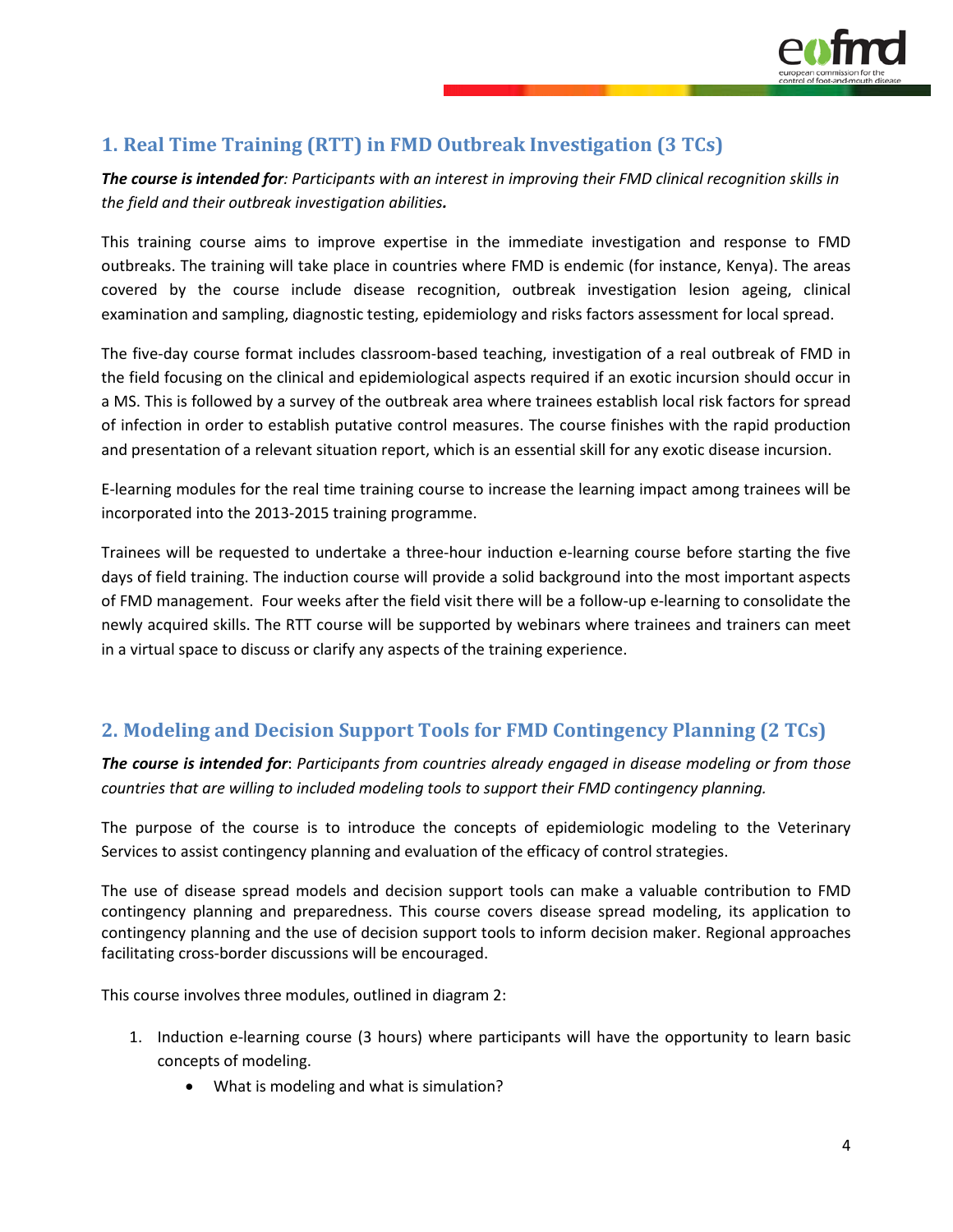## 1. Real Time Training (RTT) in FMD Outbreak Investigation (3 TCs)

***The course is intended for**: Participants with an interest in improving their FMD clinical recognition skills in the field and their outbreak investigation abilities.*

This training course aims to improve expertise in the immediate investigation and response to FMD outbreaks. The training will take place in countries where FMD is endemic (for instance, Kenya). The areas covered by the course include disease recognition, outbreak investigation lesion ageing, clinical examination and sampling, diagnostic testing, epidemiology and risks factors assessment for local spread.

The five-day course format includes classroom-based teaching, investigation of a real outbreak of FMD in the field focusing on the clinical and epidemiological aspects required if an exotic incursion should occur in a MS. This is followed by a survey of the outbreak area where trainees establish local risk factors for spread of infection in order to establish putative control measures. The course finishes with the rapid production and presentation of a relevant situation report, which is an essential skill for any exotic disease incursion.

E-learning modules for the real time training course to increase the learning impact among trainees will be incorporated into the 2013-2015 training programme.

Trainees will be requested to undertake a three-hour induction e-learning course before starting the five days of field training. The induction course will provide a solid background into the most important aspects of FMD management. Four weeks after the field visit there will be a follow-up e-learning to consolidate the newly acquired skills. The RTT course will be supported by webinars where trainees and trainers can meet in a virtual space to discuss or clarify any aspects of the training experience.

## 2. Modeling and Decision Support Tools for FMD Contingency Planning (2 TCs)

***The course is intended for***: *Participants from countries already engaged in disease modeling or from those countries that are willing to included modeling tools to support their FMD contingency planning.*

The purpose of the course is to introduce the concepts of epidemiologic modeling to the Veterinary Services to assist contingency planning and evaluation of the efficacy of control strategies.

The use of disease spread models and decision support tools can make a valuable contribution to FMD contingency planning and preparedness. This course covers disease spread modeling, its application to contingency planning and the use of decision support tools to inform decision maker. Regional approaches facilitating cross-border discussions will be encouraged.

This course involves three modules, outlined in diagram 2:

1. Induction e-learning course (3 hours) where participants will have the opportunity to learn basic concepts of modeling.
    - What is modeling and what is simulation?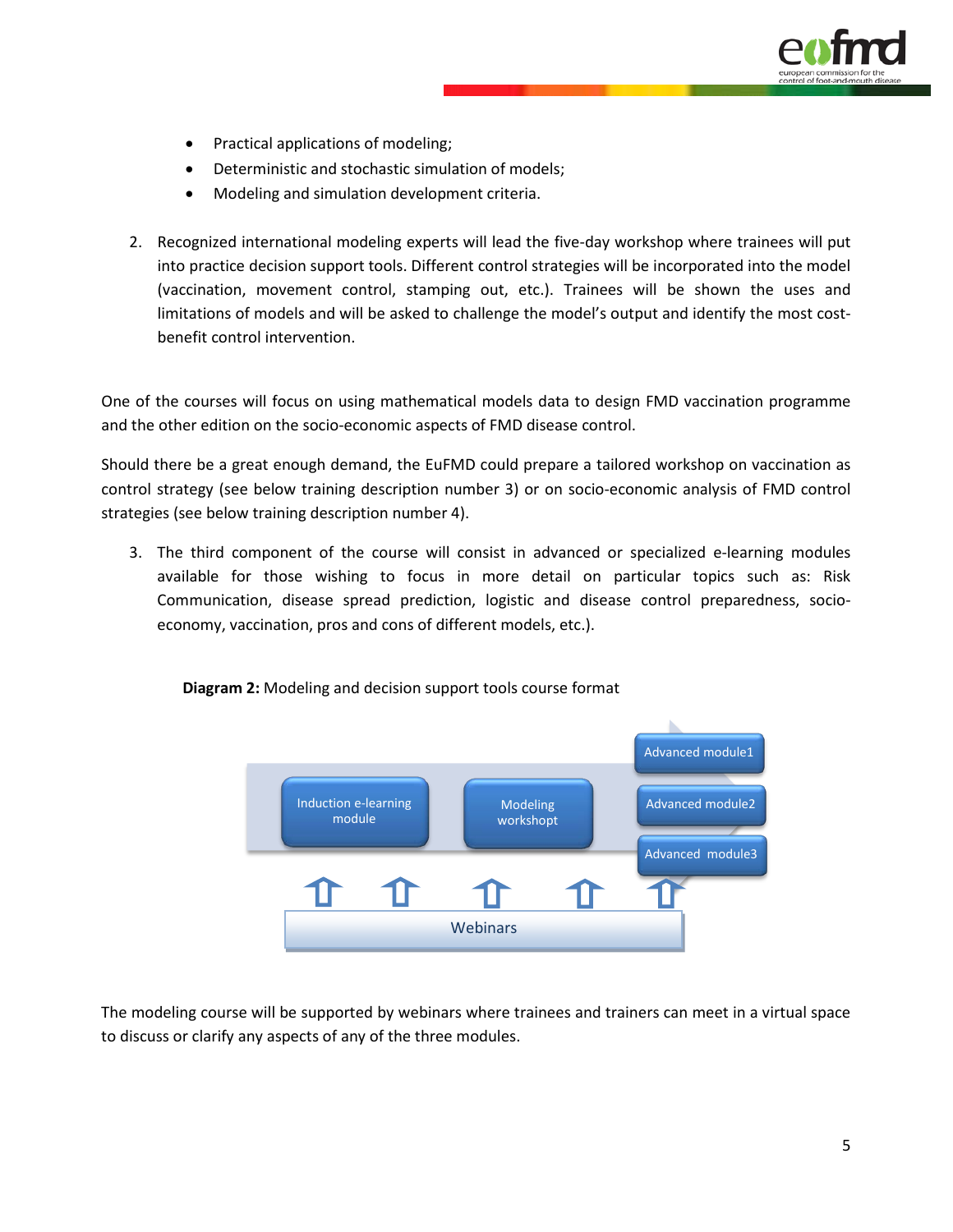- Practical applications of modeling;
- Deterministic and stochastic simulation of models;
- Modeling and simulation development criteria.

2. Recognized international modeling experts will lead the five-day workshop where trainees will put into practice decision support tools. Different control strategies will be incorporated into the model (vaccination, movement control, stamping out, etc.). Trainees will be shown the uses and limitations of models and will be asked to challenge the model's output and identify the most cost-benefit control intervention.

One of the courses will focus on using mathematical models data to design FMD vaccination programme and the other edition on the socio-economic aspects of FMD disease control.

Should there be a great enough demand, the EuFMD could prepare a tailored workshop on vaccination as control strategy (see below training description number 3) or on socio-economic analysis of FMD control strategies (see below training description number 4).

3. The third component of the course will consist in advanced or specialized e-learning modules available for those wishing to focus in more detail on particular topics such as: Risk Communication, disease spread prediction, logistic and disease control preparedness, socio-economy, vaccination, pros and cons of different models, etc.).

**Diagram 2:** Modeling and decision support tools course format

Induction e-learning module → Modeling workshopt → Advanced module1 / Advanced module2 / Advanced module3

Webinars

The modeling course will be supported by webinars where trainees and trainers can meet in a virtual space to discuss or clarify any aspects of any of the three modules.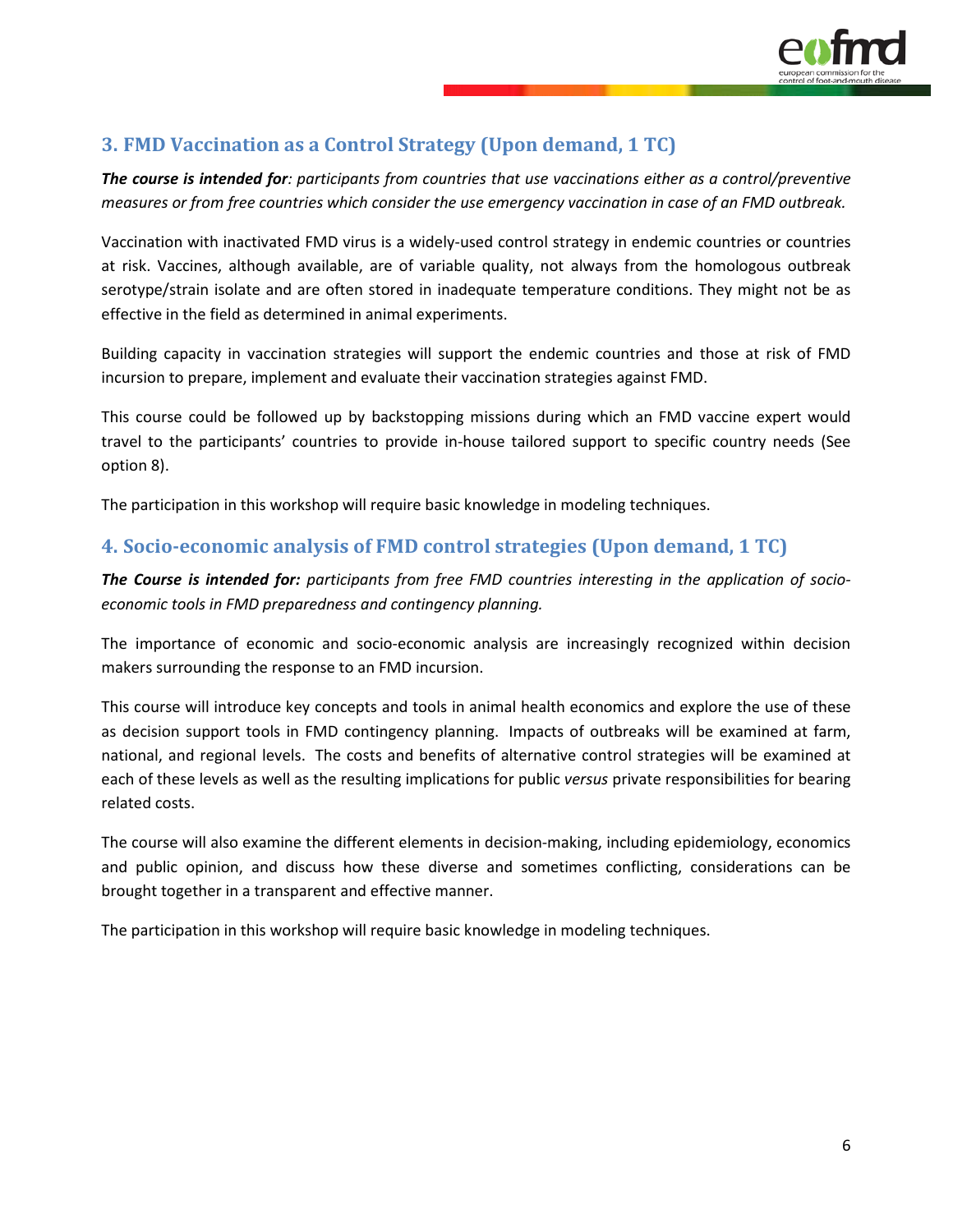## 3. FMD Vaccination as a Control Strategy (Upon demand, 1 TC)

***The course is intended for**: participants from countries that use vaccinations either as a control/preventive measures or from free countries which consider the use emergency vaccination in case of an FMD outbreak.*

Vaccination with inactivated FMD virus is a widely-used control strategy in endemic countries or countries at risk. Vaccines, although available, are of variable quality, not always from the homologous outbreak serotype/strain isolate and are often stored in inadequate temperature conditions. They might not be as effective in the field as determined in animal experiments.

Building capacity in vaccination strategies will support the endemic countries and those at risk of FMD incursion to prepare, implement and evaluate their vaccination strategies against FMD.

This course could be followed up by backstopping missions during which an FMD vaccine expert would travel to the participants' countries to provide in-house tailored support to specific country needs (See option 8).

The participation in this workshop will require basic knowledge in modeling techniques.

## 4. Socio-economic analysis of FMD control strategies (Upon demand, 1 TC)

***The Course is intended for:** participants from free FMD countries interesting in the application of socio-economic tools in FMD preparedness and contingency planning.*

The importance of economic and socio-economic analysis are increasingly recognized within decision makers surrounding the response to an FMD incursion.

This course will introduce key concepts and tools in animal health economics and explore the use of these as decision support tools in FMD contingency planning. Impacts of outbreaks will be examined at farm, national, and regional levels. The costs and benefits of alternative control strategies will be examined at each of these levels as well as the resulting implications for public *versus* private responsibilities for bearing related costs.

The course will also examine the different elements in decision-making, including epidemiology, economics and public opinion, and discuss how these diverse and sometimes conflicting, considerations can be brought together in a transparent and effective manner.

The participation in this workshop will require basic knowledge in modeling techniques.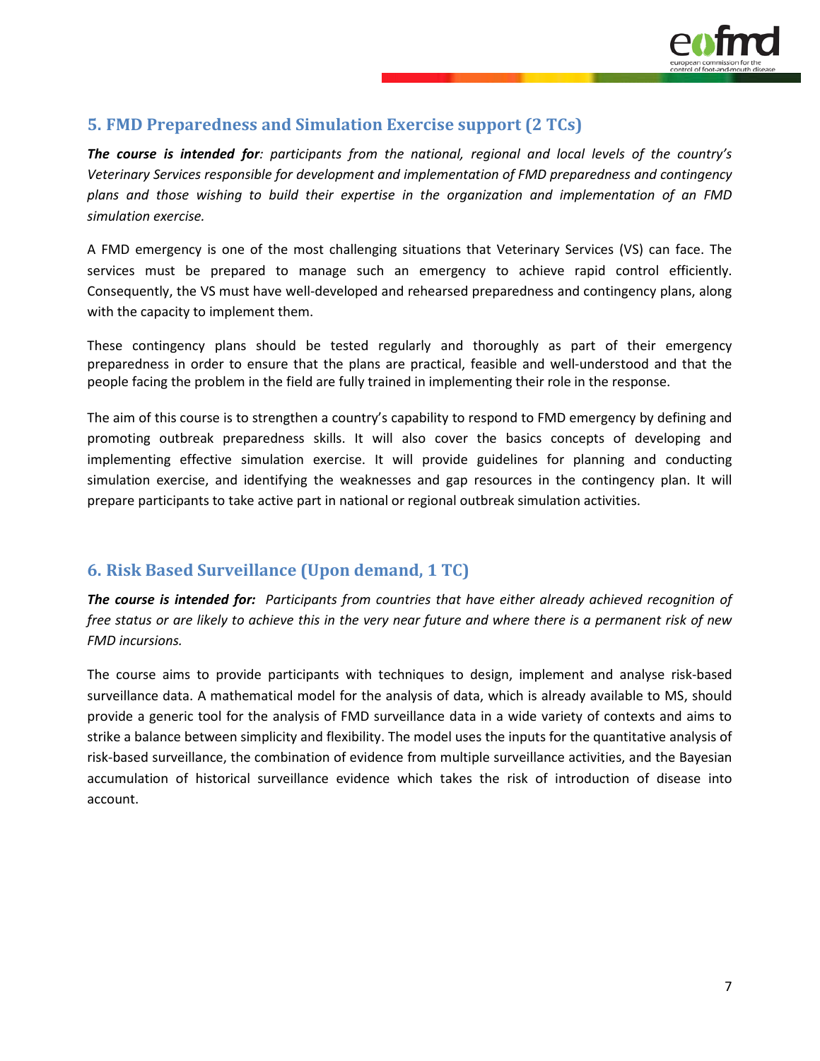## 5. FMD Preparedness and Simulation Exercise support (2 TCs)

***The course is intended for**: participants from the national, regional and local levels of the country's Veterinary Services responsible for development and implementation of FMD preparedness and contingency plans and those wishing to build their expertise in the organization and implementation of an FMD simulation exercise.*

A FMD emergency is one of the most challenging situations that Veterinary Services (VS) can face. The services must be prepared to manage such an emergency to achieve rapid control efficiently. Consequently, the VS must have well-developed and rehearsed preparedness and contingency plans, along with the capacity to implement them.

These contingency plans should be tested regularly and thoroughly as part of their emergency preparedness in order to ensure that the plans are practical, feasible and well-understood and that the people facing the problem in the field are fully trained in implementing their role in the response.

The aim of this course is to strengthen a country's capability to respond to FMD emergency by defining and promoting outbreak preparedness skills. It will also cover the basics concepts of developing and implementing effective simulation exercise. It will provide guidelines for planning and conducting simulation exercise, and identifying the weaknesses and gap resources in the contingency plan. It will prepare participants to take active part in national or regional outbreak simulation activities.

## 6. Risk Based Surveillance (Upon demand, 1 TC)

***The course is intended for:** Participants from countries that have either already achieved recognition of free status or are likely to achieve this in the very near future and where there is a permanent risk of new FMD incursions.*

The course aims to provide participants with techniques to design, implement and analyse risk-based surveillance data. A mathematical model for the analysis of data, which is already available to MS, should provide a generic tool for the analysis of FMD surveillance data in a wide variety of contexts and aims to strike a balance between simplicity and flexibility. The model uses the inputs for the quantitative analysis of risk-based surveillance, the combination of evidence from multiple surveillance activities, and the Bayesian accumulation of historical surveillance evidence which takes the risk of introduction of disease into account.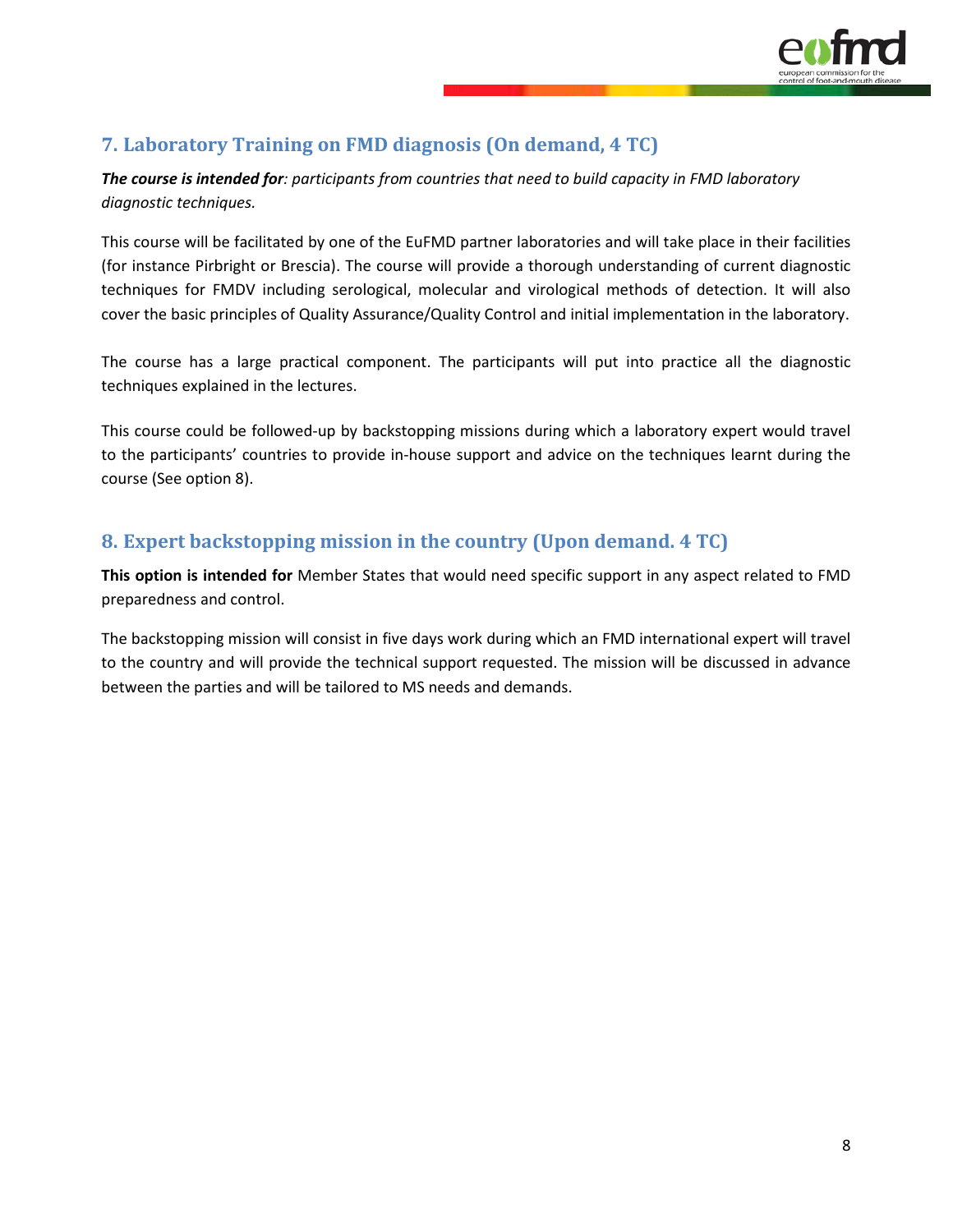## 7. Laboratory Training on FMD diagnosis (On demand, 4 TC)

***The course is intended for**: participants from countries that need to build capacity in FMD laboratory diagnostic techniques.*

This course will be facilitated by one of the EuFMD partner laboratories and will take place in their facilities (for instance Pirbright or Brescia). The course will provide a thorough understanding of current diagnostic techniques for FMDV including serological, molecular and virological methods of detection. It will also cover the basic principles of Quality Assurance/Quality Control and initial implementation in the laboratory.

The course has a large practical component. The participants will put into practice all the diagnostic techniques explained in the lectures.

This course could be followed-up by backstopping missions during which a laboratory expert would travel to the participants' countries to provide in-house support and advice on the techniques learnt during the course (See option 8).

## 8. Expert backstopping mission in the country (Upon demand. 4 TC)

**This option is intended for** Member States that would need specific support in any aspect related to FMD preparedness and control.

The backstopping mission will consist in five days work during which an FMD international expert will travel to the country and will provide the technical support requested. The mission will be discussed in advance between the parties and will be tailored to MS needs and demands.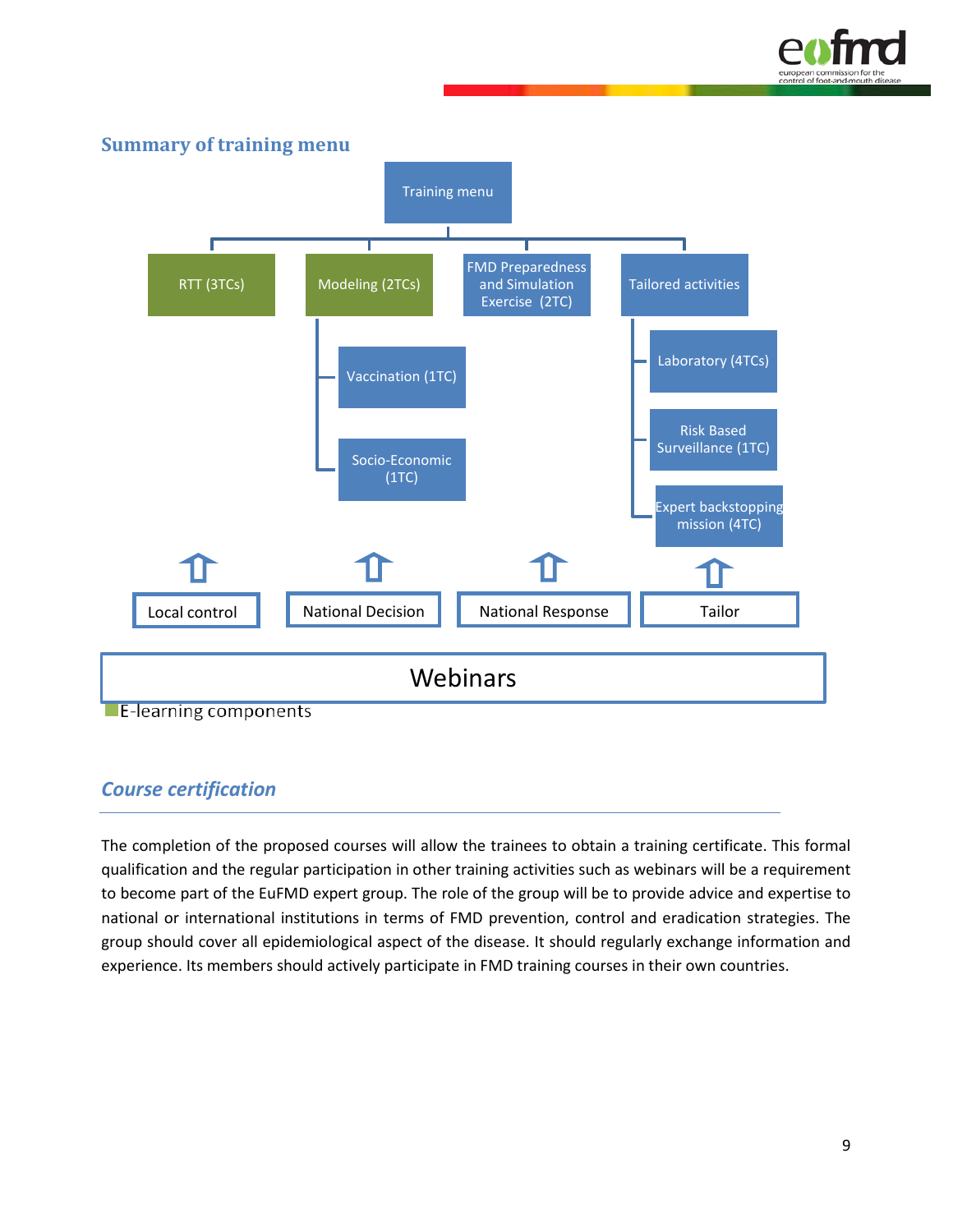## Summary of training menu

Training menu

RTT (3TCs)

Modeling (2TCs)

FMD Preparedness and Simulation Exercise (2TC)

Tailored activities

Vaccination (1TC)

Socio-Economic (1TC)

Laboratory (4TCs)

Risk Based Surveillance (1TC)

Expert backstopping mission (4TC)

Local control

National Decision

National Response

Tailor

Webinars

E-learning components

### *Course certification*

The completion of the proposed courses will allow the trainees to obtain a training certificate. This formal qualification and the regular participation in other training activities such as webinars will be a requirement to become part of the EuFMD expert group. The role of the group will be to provide advice and expertise to national or international institutions in terms of FMD prevention, control and eradication strategies. The group should cover all epidemiological aspect of the disease. It should regularly exchange information and experience. Its members should actively participate in FMD training courses in their own countries.